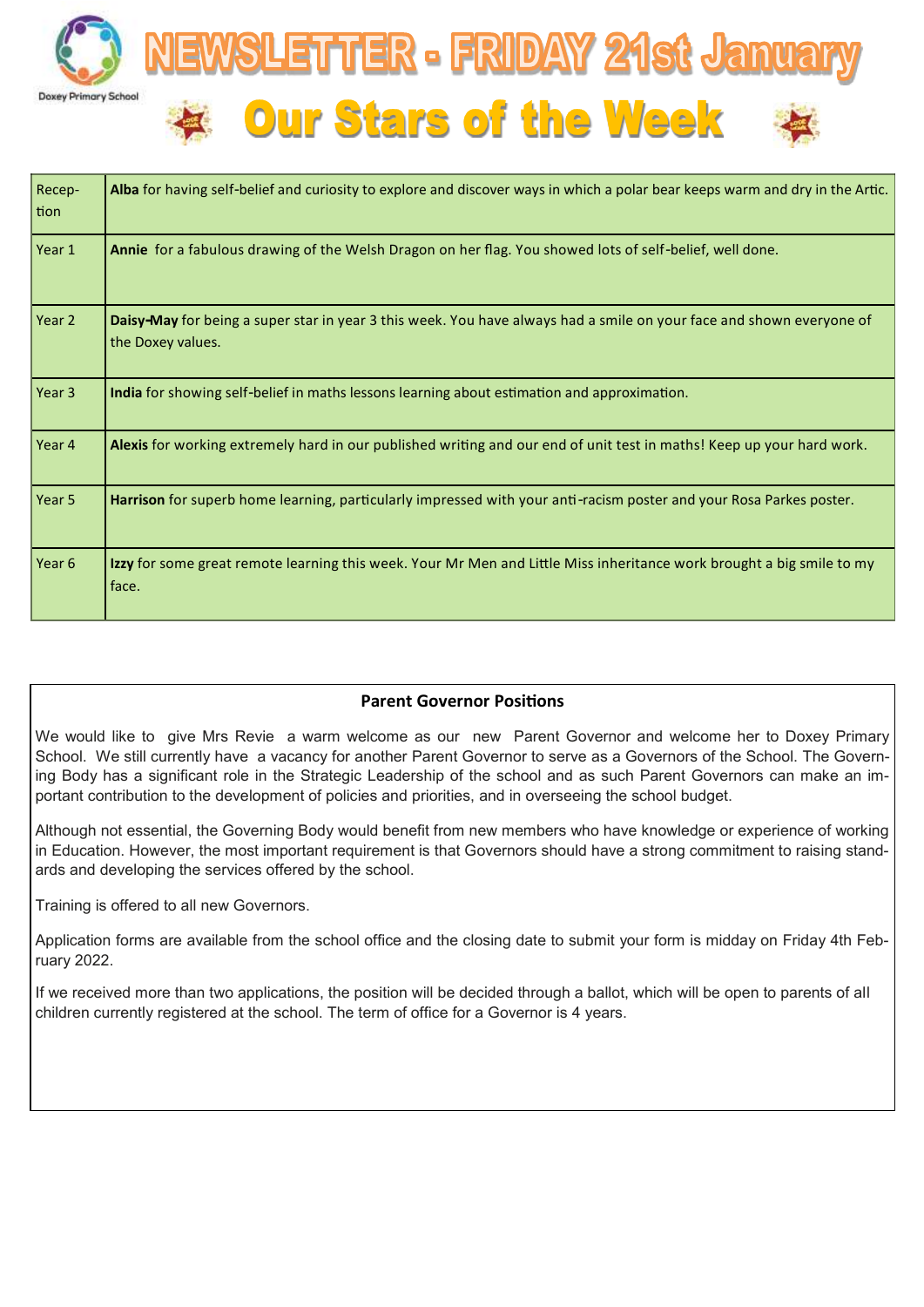Doxey Primary School

# NEWSLETTER - FRIDAY 21st January

## Our Stars of the Week

| | |
|---|---|
| Reception | **Alba** for having self-belief and curiosity to explore and discover ways in which a polar bear keeps warm and dry in the Artic. |
| Year 1 | **Annie** for a fabulous drawing of the Welsh Dragon on her flag. You showed lots of self-belief, well done. |
| Year 2 | **Daisy-May** for being a super star in year 3 this week. You have always had a smile on your face and shown everyone of the Doxey values. |
| Year 3 | **India** for showing self-belief in maths lessons learning about estimation and approximation. |
| Year 4 | **Alexis** for working extremely hard in our published writing and our end of unit test in maths! Keep up your hard work. |
| Year 5 | **Harrison** for superb home learning, particularly impressed with your anti-racism poster and your Rosa Parkes poster. |
| Year 6 | **Izzy** for some great remote learning this week. Your Mr Men and Little Miss inheritance work brought a big smile to my face. |

### Parent Governor Positions

We would like to give Mrs Revie a warm welcome as our new Parent Governor and welcome her to Doxey Primary School. We still currently have a vacancy for another Parent Governor to serve as a Governors of the School. The Governing Body has a significant role in the Strategic Leadership of the school and as such Parent Governors can make an important contribution to the development of policies and priorities, and in overseeing the school budget.

Although not essential, the Governing Body would benefit from new members who have knowledge or experience of working in Education. However, the most important requirement is that Governors should have a strong commitment to raising standards and developing the services offered by the school.

Training is offered to all new Governors.

Application forms are available from the school office and the closing date to submit your form is midday on Friday 4th February 2022.

If we received more than two applications, the position will be decided through a ballot, which will be open to parents of all children currently registered at the school. The term of office for a Governor is 4 years.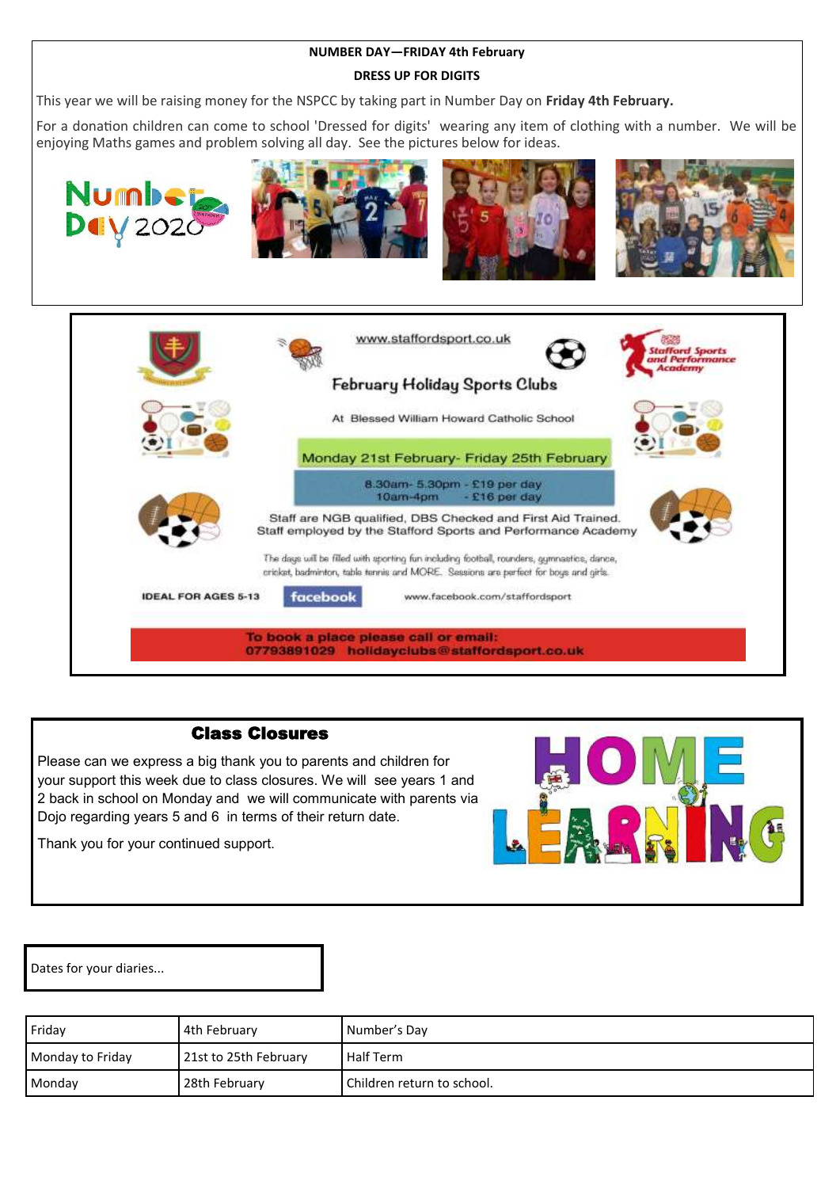**NUMBER DAY—FRIDAY 4th February**

**DRESS UP FOR DIGITS**

This year we will be raising money for the NSPCC by taking part in Number Day on **Friday 4th February.**

For a donation children can come to school 'Dressed for digits' wearing any item of clothing with a number. We will be enjoying Maths games and problem solving all day. See the pictures below for ideas.

www.staffordsport.co.uk

Stafford Sports and Performance Academy

## February Holiday Sports Clubs

At Blessed William Howard Catholic School

Monday 21st February- Friday 25th February

8.30am- 5.30pm - £19 per day
10am-4pm - £16 per day

Staff are NGB qualified, DBS Checked and First Aid Trained.
Staff employed by the Stafford Sports and Performance Academy

The days will be filled with sporting fun including football, rounders, gymnastics, dance, cricket, badminton, table tennis and MORE. Sessions are perfect for boys and girls.

IDEAL FOR AGES 5-13

facebook www.facebook.com/staffordsport

**To book a place please call or email:**
**07793891029 holidayclubs@staffordsport.co.uk**

## Class Closures

Please can we express a big thank you to parents and children for your support this week due to class closures. We will see years 1 and 2 back in school on Monday and we will communicate with parents via Dojo regarding years 5 and 6 in terms of their return date.

Thank you for your continued support.

HOME LEARNING

Dates for your diaries...

| | | |
|---|---|---|
| Friday | 4th February | Number's Day |
| Monday to Friday | 21st to 25th February | Half Term |
| Monday | 28th February | Children return to school. |